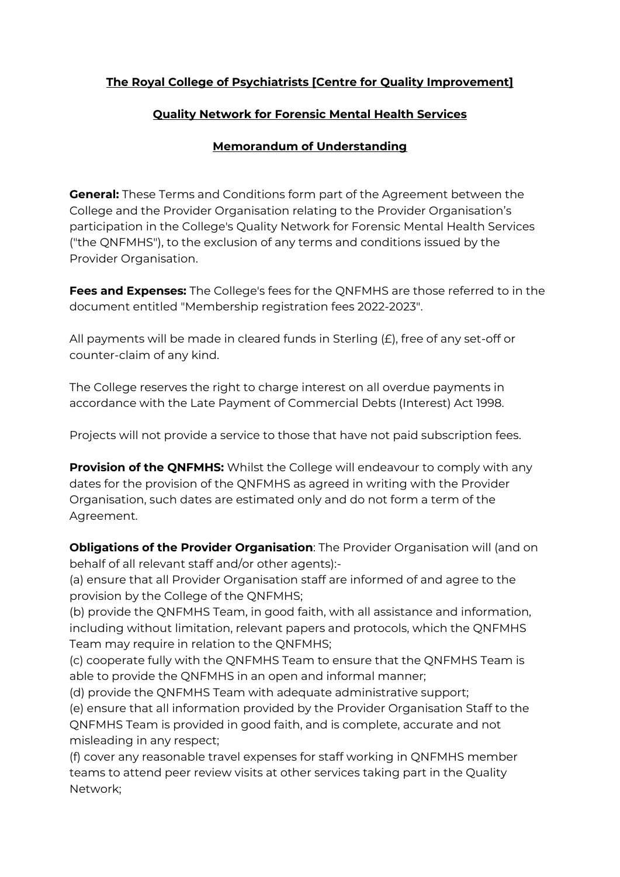**The Royal College of Psychiatrists [Centre for Quality Improvement]**

**Quality Network for Forensic Mental Health Services**

**Memorandum of Understanding**

**General:** These Terms and Conditions form part of the Agreement between the College and the Provider Organisation relating to the Provider Organisation's participation in the College's Quality Network for Forensic Mental Health Services ("the QNFMHS"), to the exclusion of any terms and conditions issued by the Provider Organisation.

**Fees and Expenses:** The College's fees for the QNFMHS are those referred to in the document entitled "Membership registration fees 2022-2023".

All payments will be made in cleared funds in Sterling (£), free of any set-off or counter-claim of any kind.

The College reserves the right to charge interest on all overdue payments in accordance with the Late Payment of Commercial Debts (Interest) Act 1998.

Projects will not provide a service to those that have not paid subscription fees.

**Provision of the QNFMHS:** Whilst the College will endeavour to comply with any dates for the provision of the QNFMHS as agreed in writing with the Provider Organisation, such dates are estimated only and do not form a term of the Agreement.

**Obligations of the Provider Organisation**: The Provider Organisation will (and on behalf of all relevant staff and/or other agents):-

(a) ensure that all Provider Organisation staff are informed of and agree to the provision by the College of the QNFMHS;

(b) provide the QNFMHS Team, in good faith, with all assistance and information, including without limitation, relevant papers and protocols, which the QNFMHS Team may require in relation to the QNFMHS;

(c) cooperate fully with the QNFMHS Team to ensure that the QNFMHS Team is able to provide the QNFMHS in an open and informal manner;

(d) provide the QNFMHS Team with adequate administrative support;

(e) ensure that all information provided by the Provider Organisation Staff to the QNFMHS Team is provided in good faith, and is complete, accurate and not misleading in any respect;

(f) cover any reasonable travel expenses for staff working in QNFMHS member teams to attend peer review visits at other services taking part in the Quality Network;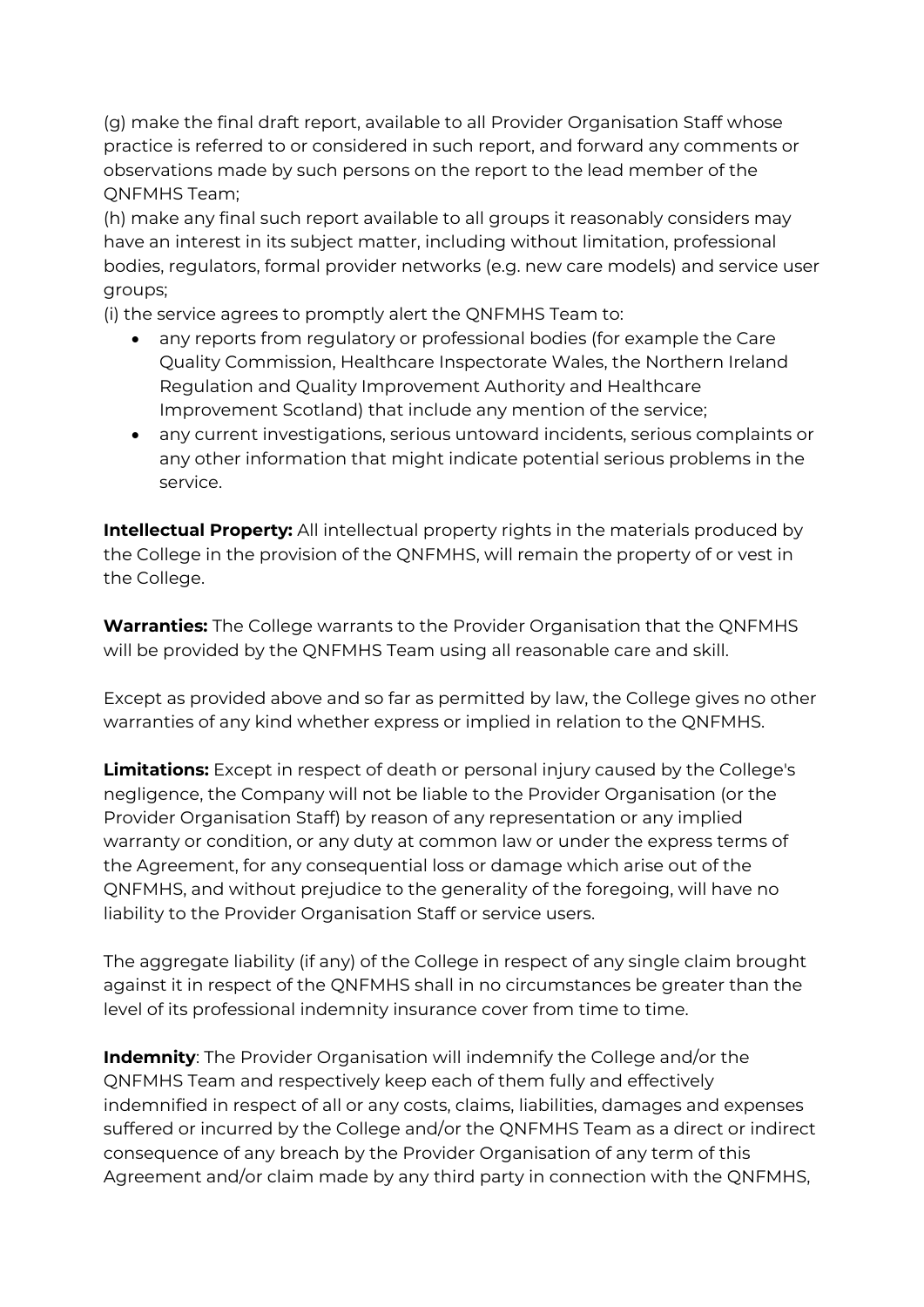(g) make the final draft report, available to all Provider Organisation Staff whose practice is referred to or considered in such report, and forward any comments or observations made by such persons on the report to the lead member of the QNFMHS Team;

(h) make any final such report available to all groups it reasonably considers may have an interest in its subject matter, including without limitation, professional bodies, regulators, formal provider networks (e.g. new care models) and service user groups;

(i) the service agrees to promptly alert the QNFMHS Team to:

- any reports from regulatory or professional bodies (for example the Care Quality Commission, Healthcare Inspectorate Wales, the Northern Ireland Regulation and Quality Improvement Authority and Healthcare Improvement Scotland) that include any mention of the service;
- any current investigations, serious untoward incidents, serious complaints or any other information that might indicate potential serious problems in the service.

**Intellectual Property:** All intellectual property rights in the materials produced by the College in the provision of the QNFMHS, will remain the property of or vest in the College.

**Warranties:** The College warrants to the Provider Organisation that the QNFMHS will be provided by the QNFMHS Team using all reasonable care and skill.

Except as provided above and so far as permitted by law, the College gives no other warranties of any kind whether express or implied in relation to the QNFMHS.

**Limitations:** Except in respect of death or personal injury caused by the College's negligence, the Company will not be liable to the Provider Organisation (or the Provider Organisation Staff) by reason of any representation or any implied warranty or condition, or any duty at common law or under the express terms of the Agreement, for any consequential loss or damage which arise out of the QNFMHS, and without prejudice to the generality of the foregoing, will have no liability to the Provider Organisation Staff or service users.

The aggregate liability (if any) of the College in respect of any single claim brought against it in respect of the QNFMHS shall in no circumstances be greater than the level of its professional indemnity insurance cover from time to time.

**Indemnity**: The Provider Organisation will indemnify the College and/or the QNFMHS Team and respectively keep each of them fully and effectively indemnified in respect of all or any costs, claims, liabilities, damages and expenses suffered or incurred by the College and/or the QNFMHS Team as a direct or indirect consequence of any breach by the Provider Organisation of any term of this Agreement and/or claim made by any third party in connection with the QNFMHS,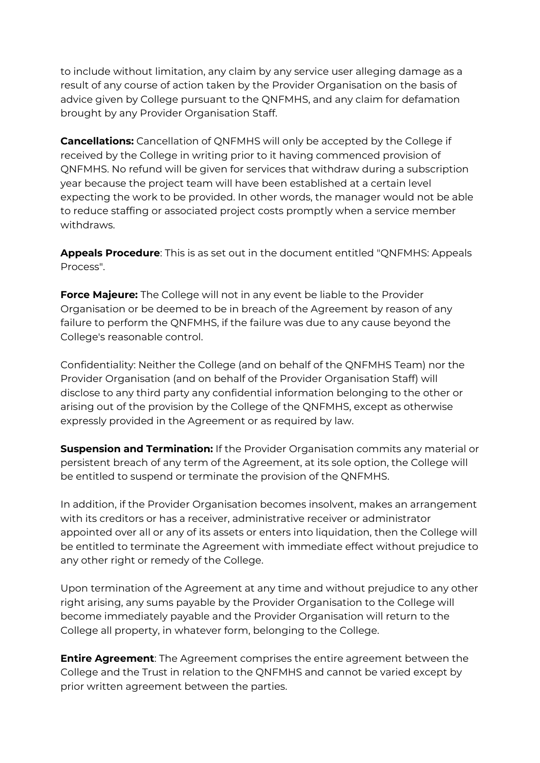to include without limitation, any claim by any service user alleging damage as a result of any course of action taken by the Provider Organisation on the basis of advice given by College pursuant to the QNFMHS, and any claim for defamation brought by any Provider Organisation Staff.

**Cancellations:** Cancellation of QNFMHS will only be accepted by the College if received by the College in writing prior to it having commenced provision of QNFMHS. No refund will be given for services that withdraw during a subscription year because the project team will have been established at a certain level expecting the work to be provided. In other words, the manager would not be able to reduce staffing or associated project costs promptly when a service member withdraws.

**Appeals Procedure**: This is as set out in the document entitled "QNFMHS: Appeals Process".

**Force Majeure:** The College will not in any event be liable to the Provider Organisation or be deemed to be in breach of the Agreement by reason of any failure to perform the QNFMHS, if the failure was due to any cause beyond the College's reasonable control.

Confidentiality: Neither the College (and on behalf of the QNFMHS Team) nor the Provider Organisation (and on behalf of the Provider Organisation Staff) will disclose to any third party any confidential information belonging to the other or arising out of the provision by the College of the QNFMHS, except as otherwise expressly provided in the Agreement or as required by law.

**Suspension and Termination:** If the Provider Organisation commits any material or persistent breach of any term of the Agreement, at its sole option, the College will be entitled to suspend or terminate the provision of the QNFMHS.

In addition, if the Provider Organisation becomes insolvent, makes an arrangement with its creditors or has a receiver, administrative receiver or administrator appointed over all or any of its assets or enters into liquidation, then the College will be entitled to terminate the Agreement with immediate effect without prejudice to any other right or remedy of the College.

Upon termination of the Agreement at any time and without prejudice to any other right arising, any sums payable by the Provider Organisation to the College will become immediately payable and the Provider Organisation will return to the College all property, in whatever form, belonging to the College.

**Entire Agreement**: The Agreement comprises the entire agreement between the College and the Trust in relation to the QNFMHS and cannot be varied except by prior written agreement between the parties.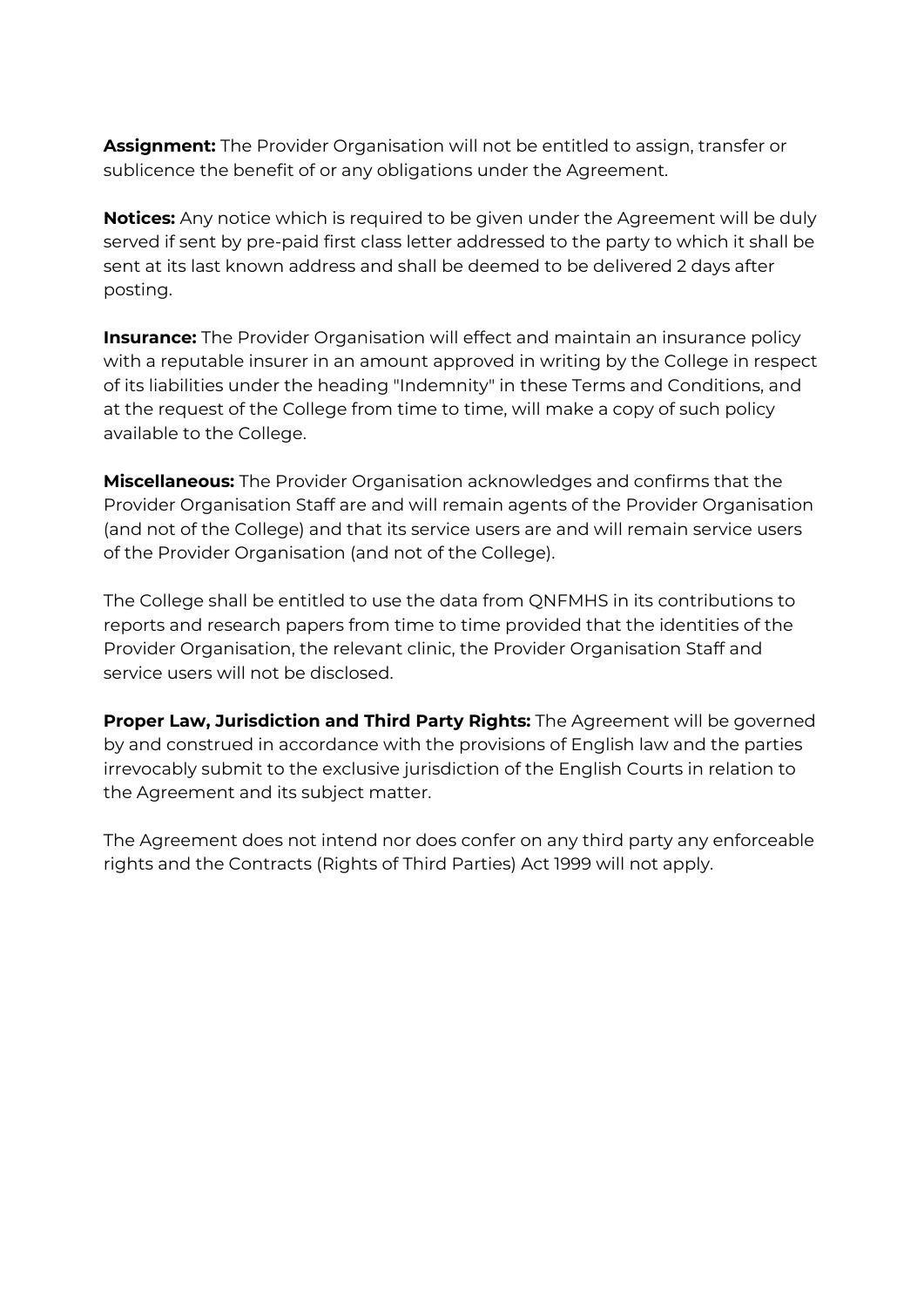**Assignment:** The Provider Organisation will not be entitled to assign, transfer or sublicence the benefit of or any obligations under the Agreement.

**Notices:** Any notice which is required to be given under the Agreement will be duly served if sent by pre-paid first class letter addressed to the party to which it shall be sent at its last known address and shall be deemed to be delivered 2 days after posting.

**Insurance:** The Provider Organisation will effect and maintain an insurance policy with a reputable insurer in an amount approved in writing by the College in respect of its liabilities under the heading "Indemnity" in these Terms and Conditions, and at the request of the College from time to time, will make a copy of such policy available to the College.

**Miscellaneous:** The Provider Organisation acknowledges and confirms that the Provider Organisation Staff are and will remain agents of the Provider Organisation (and not of the College) and that its service users are and will remain service users of the Provider Organisation (and not of the College).

The College shall be entitled to use the data from QNFMHS in its contributions to reports and research papers from time to time provided that the identities of the Provider Organisation, the relevant clinic, the Provider Organisation Staff and service users will not be disclosed.

**Proper Law, Jurisdiction and Third Party Rights:** The Agreement will be governed by and construed in accordance with the provisions of English law and the parties irrevocably submit to the exclusive jurisdiction of the English Courts in relation to the Agreement and its subject matter.

The Agreement does not intend nor does confer on any third party any enforceable rights and the Contracts (Rights of Third Parties) Act 1999 will not apply.